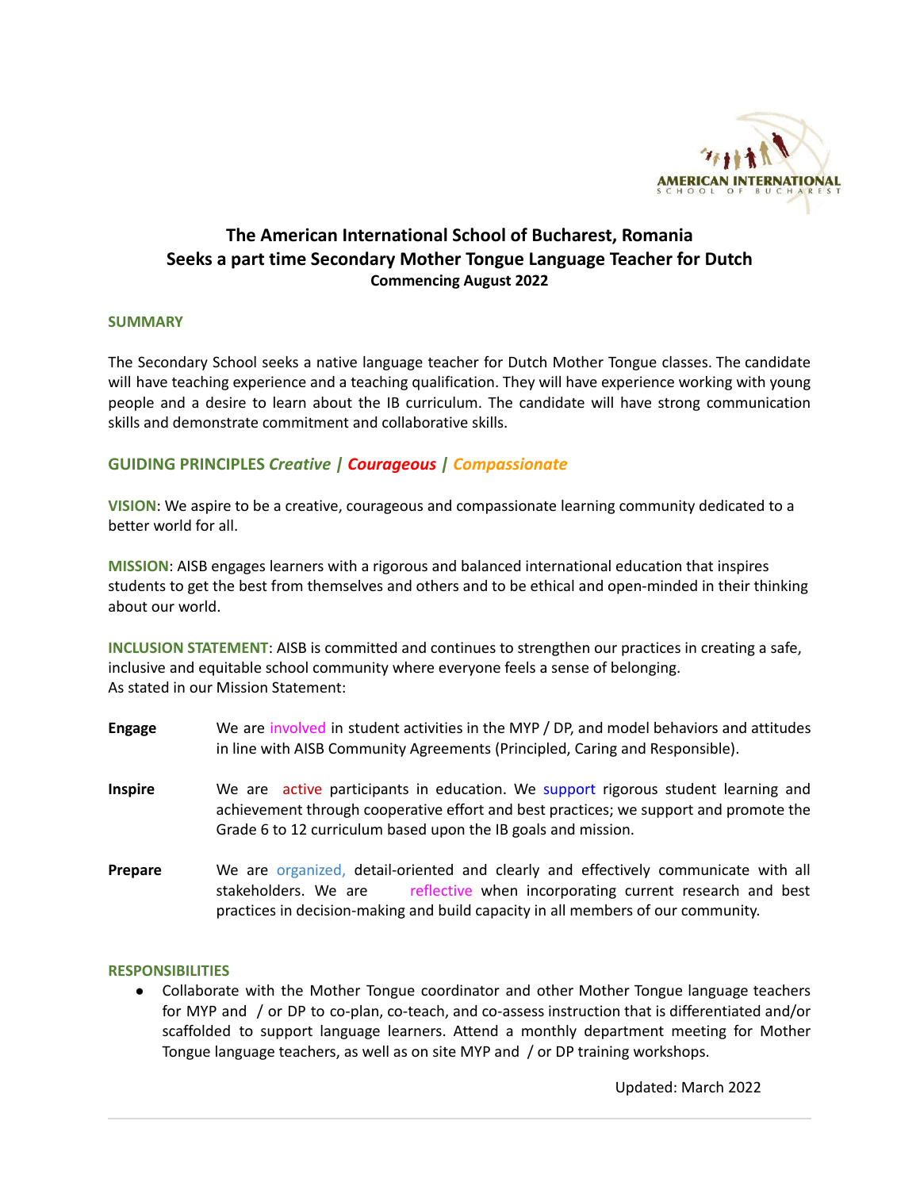# The American International School of Bucharest, Romania
## Seeks a part time Secondary Mother Tongue Language Teacher for Dutch
### Commencing August 2022

**SUMMARY**

The Secondary School seeks a native language teacher for Dutch Mother Tongue classes. The candidate will have teaching experience and a teaching qualification. They will have experience working with young people and a desire to learn about the IB curriculum. The candidate will have strong communication skills and demonstrate commitment and collaborative skills.

**GUIDING PRINCIPLES** ***Creative | Courageous | Compassionate***

**VISION**: We aspire to be a creative, courageous and compassionate learning community dedicated to a better world for all.

**MISSION**: AISB engages learners with a rigorous and balanced international education that inspires students to get the best from themselves and others and to be ethical and open-minded in their thinking about our world.

**INCLUSION STATEMENT**: AISB is committed and continues to strengthen our practices in creating a safe, inclusive and equitable school community where everyone feels a sense of belonging.
As stated in our Mission Statement:

**Engage** We are involved in student activities in the MYP / DP, and model behaviors and attitudes in line with AISB Community Agreements (Principled, Caring and Responsible).

**Inspire** We are active participants in education. We support rigorous student learning and achievement through cooperative effort and best practices; we support and promote the Grade 6 to 12 curriculum based upon the IB goals and mission.

**Prepare** We are organized, detail-oriented and clearly and effectively communicate with all stakeholders. We are reflective when incorporating current research and best practices in decision-making and build capacity in all members of our community.

**RESPONSIBILITIES**

- Collaborate with the Mother Tongue coordinator and other Mother Tongue language teachers for MYP and / or DP to co-plan, co-teach, and co-assess instruction that is differentiated and/or scaffolded to support language learners. Attend a monthly department meeting for Mother Tongue language teachers, as well as on site MYP and / or DP training workshops.

Updated: March 2022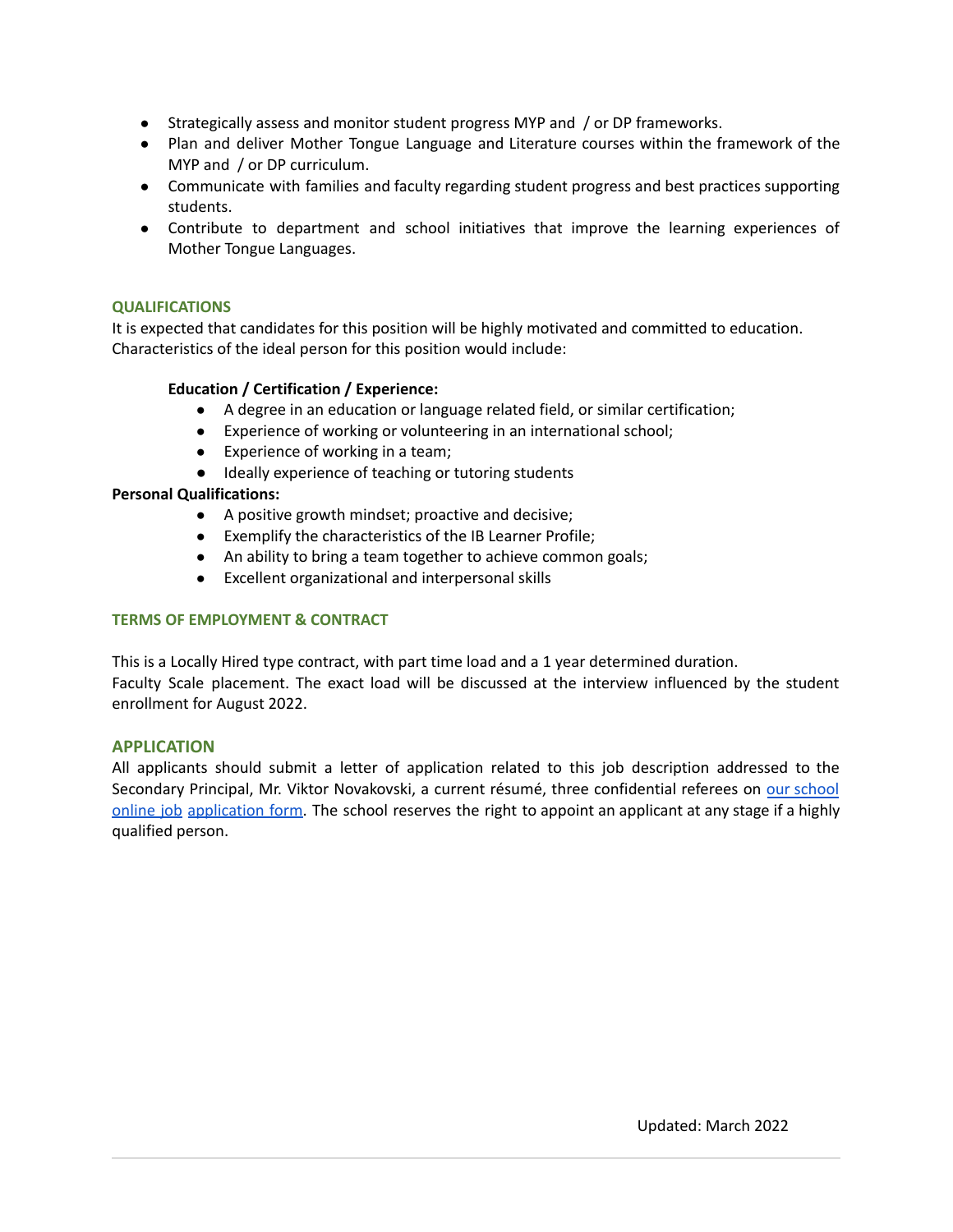- Strategically assess and monitor student progress MYP and / or DP frameworks.
- Plan and deliver Mother Tongue Language and Literature courses within the framework of the MYP and / or DP curriculum.
- Communicate with families and faculty regarding student progress and best practices supporting students.
- Contribute to department and school initiatives that improve the learning experiences of Mother Tongue Languages.

### QUALIFICATIONS

It is expected that candidates for this position will be highly motivated and committed to education. Characteristics of the ideal person for this position would include:

**Education / Certification / Experience:**

- A degree in an education or language related field, or similar certification;
- Experience of working or volunteering in an international school;
- Experience of working in a team;
- Ideally experience of teaching or tutoring students

**Personal Qualifications:**

- A positive growth mindset; proactive and decisive;
- Exemplify the characteristics of the IB Learner Profile;
- An ability to bring a team together to achieve common goals;
- Excellent organizational and interpersonal skills

### TERMS OF EMPLOYMENT & CONTRACT

This is a Locally Hired type contract, with part time load and a 1 year determined duration.
Faculty Scale placement. The exact load will be discussed at the interview influenced by the student enrollment for August 2022.

### APPLICATION

All applicants should submit a letter of application related to this job description addressed to the Secondary Principal, Mr. Viktor Novakovski, a current résumé, three confidential referees on our school online job application form. The school reserves the right to appoint an applicant at any stage if a highly qualified person.

Updated: March 2022